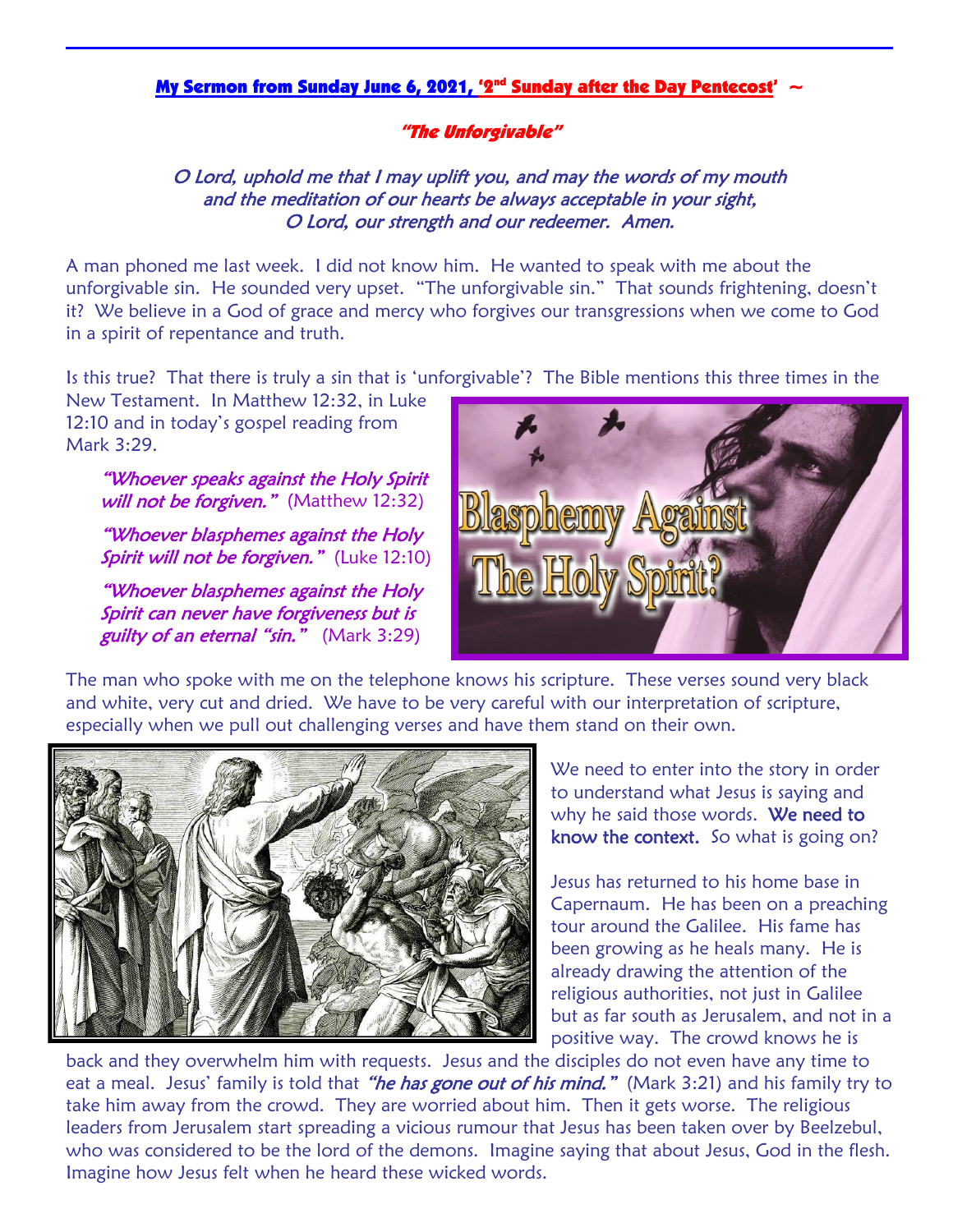**My Sermon from Sunday June 6, 2021, '2nd Sunday after the Day Pentecost' ~**

***"The Unforgivable"***

*O Lord, uphold me that I may uplift you, and may the words of my mouth and the meditation of our hearts be always acceptable in your sight, O Lord, our strength and our redeemer. Amen.*

A man phoned me last week. I did not know him. He wanted to speak with me about the unforgivable sin. He sounded very upset. "The unforgivable sin." That sounds frightening, doesn't it? We believe in a God of grace and mercy who forgives our transgressions when we come to God in a spirit of repentance and truth.

Is this true? That there is truly a sin that is 'unforgivable'? The Bible mentions this three times in the New Testament. In Matthew 12:32, in Luke 12:10 and in today's gospel reading from Mark 3:29.

> *"Whoever speaks against the Holy Spirit will not be forgiven."* (Matthew 12:32)
>
> *"Whoever blasphemes against the Holy Spirit will not be forgiven."* (Luke 12:10)
>
> *"Whoever blasphemes against the Holy Spirit can never have forgiveness but is guilty of an eternal "sin."* (Mark 3:29)

The man who spoke with me on the telephone knows his scripture. These verses sound very black and white, very cut and dried. We have to be very careful with our interpretation of scripture, especially when we pull out challenging verses and have them stand on their own.

We need to enter into the story in order to understand what Jesus is saying and why he said those words. **We need to know the context.** So what is going on?

Jesus has returned to his home base in Capernaum. He has been on a preaching tour around the Galilee. His fame has been growing as he heals many. He is already drawing the attention of the religious authorities, not just in Galilee but as far south as Jerusalem, and not in a positive way. The crowd knows he is back and they overwhelm him with requests. Jesus and the disciples do not even have any time to eat a meal. Jesus' family is told that *"he has gone out of his mind."* (Mark 3:21) and his family try to take him away from the crowd. They are worried about him. Then it gets worse. The religious leaders from Jerusalem start spreading a vicious rumour that Jesus has been taken over by Beelzebul, who was considered to be the lord of the demons. Imagine saying that about Jesus, God in the flesh. Imagine how Jesus felt when he heard these wicked words.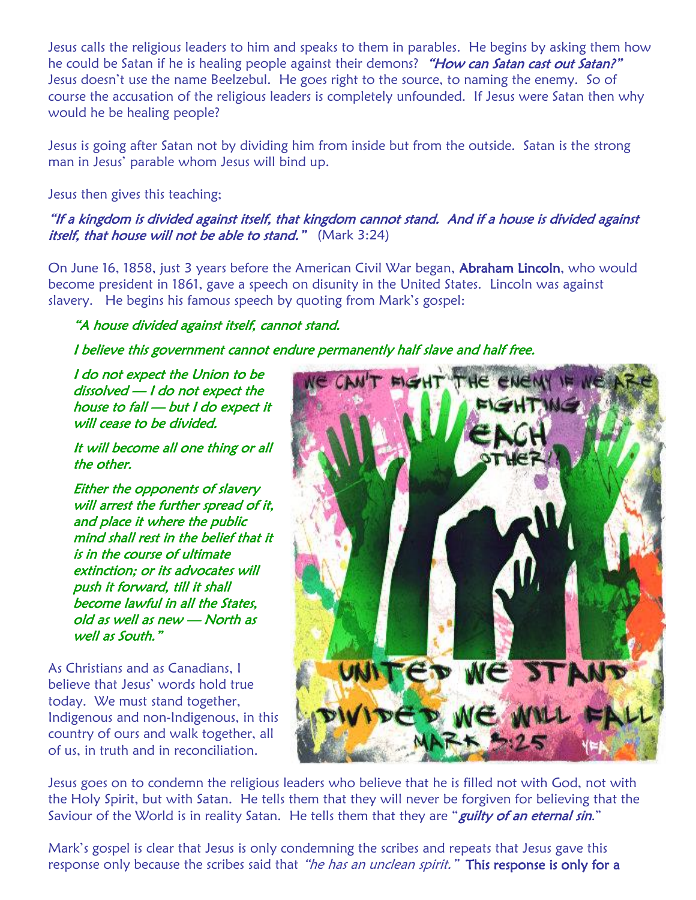Jesus calls the religious leaders to him and speaks to them in parables. He begins by asking them how he could be Satan if he is healing people against their demons? *"How can Satan cast out Satan?"* Jesus doesn't use the name Beelzebul. He goes right to the source, to naming the enemy. So of course the accusation of the religious leaders is completely unfounded. If Jesus were Satan then why would he be healing people?

Jesus is going after Satan not by dividing him from inside but from the outside. Satan is the strong man in Jesus' parable whom Jesus will bind up.

Jesus then gives this teaching;

*"If a kingdom is divided against itself, that kingdom cannot stand. And if a house is divided against itself, that house will not be able to stand."* (Mark 3:24)

On June 16, 1858, just 3 years before the American Civil War began, Abraham Lincoln, who would become president in 1861, gave a speech on disunity in the United States. Lincoln was against slavery. He begins his famous speech by quoting from Mark's gospel:

> *"A house divided against itself, cannot stand.*
>
> *I believe this government cannot endure permanently half slave and half free.*
>
> *I do not expect the Union to be dissolved — I do not expect the house to fall — but I do expect it will cease to be divided.*
>
> *It will become all one thing or all the other.*
>
> *Either the opponents of slavery will arrest the further spread of it, and place it where the public mind shall rest in the belief that it is in the course of ultimate extinction; or its advocates will push it forward, till it shall become lawful in all the States, old as well as new — North as well as South."*

As Christians and as Canadians, I believe that Jesus' words hold true today. We must stand together, Indigenous and non-Indigenous, in this country of ours and walk together, all of us, in truth and in reconciliation.

Jesus goes on to condemn the religious leaders who believe that he is filled not with God, not with the Holy Spirit, but with Satan. He tells them that they will never be forgiven for believing that the Saviour of the World is in reality Satan. He tells them that they are "*guilty of an eternal sin*."

Mark's gospel is clear that Jesus is only condemning the scribes and repeats that Jesus gave this response only because the scribes said that *"he has an unclean spirit."* **This response is only for a**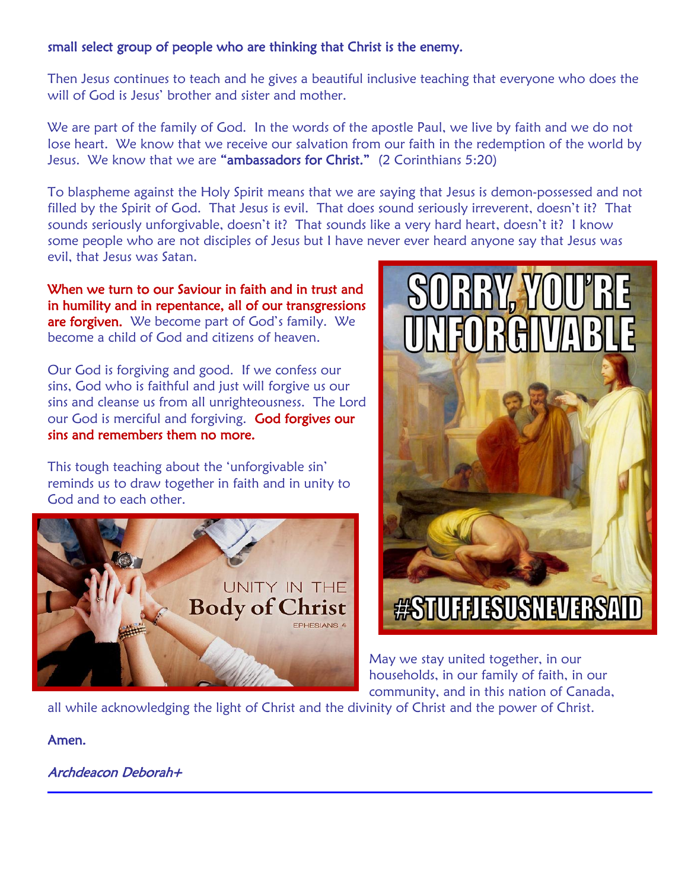small select group of people who are thinking that Christ is the enemy.

Then Jesus continues to teach and he gives a beautiful inclusive teaching that everyone who does the will of God is Jesus' brother and sister and mother.

We are part of the family of God. In the words of the apostle Paul, we live by faith and we do not lose heart. We know that we receive our salvation from our faith in the redemption of the world by Jesus. We know that we are **"ambassadors for Christ."** (2 Corinthians 5:20)

To blaspheme against the Holy Spirit means that we are saying that Jesus is demon-possessed and not filled by the Spirit of God. That Jesus is evil. That does sound seriously irreverent, doesn't it? That sounds seriously unforgivable, doesn't it? That sounds like a very hard heart, doesn't it? I know some people who are not disciples of Jesus but I have never ever heard anyone say that Jesus was evil, that Jesus was Satan.

**When we turn to our Saviour in faith and in trust and in humility and in repentance, all of our transgressions are forgiven.** We become part of God's family. We become a child of God and citizens of heaven.

Our God is forgiving and good. If we confess our sins, God who is faithful and just will forgive us our sins and cleanse us from all unrighteousness. The Lord our God is merciful and forgiving. **God forgives our sins and remembers them no more.**

This tough teaching about the 'unforgivable sin' reminds us to draw together in faith and in unity to God and to each other.

May we stay united together, in our households, in our family of faith, in our community, and in this nation of Canada, all while acknowledging the light of Christ and the divinity of Christ and the power of Christ.

**Amen.**

*Archdeacon Deborah+*